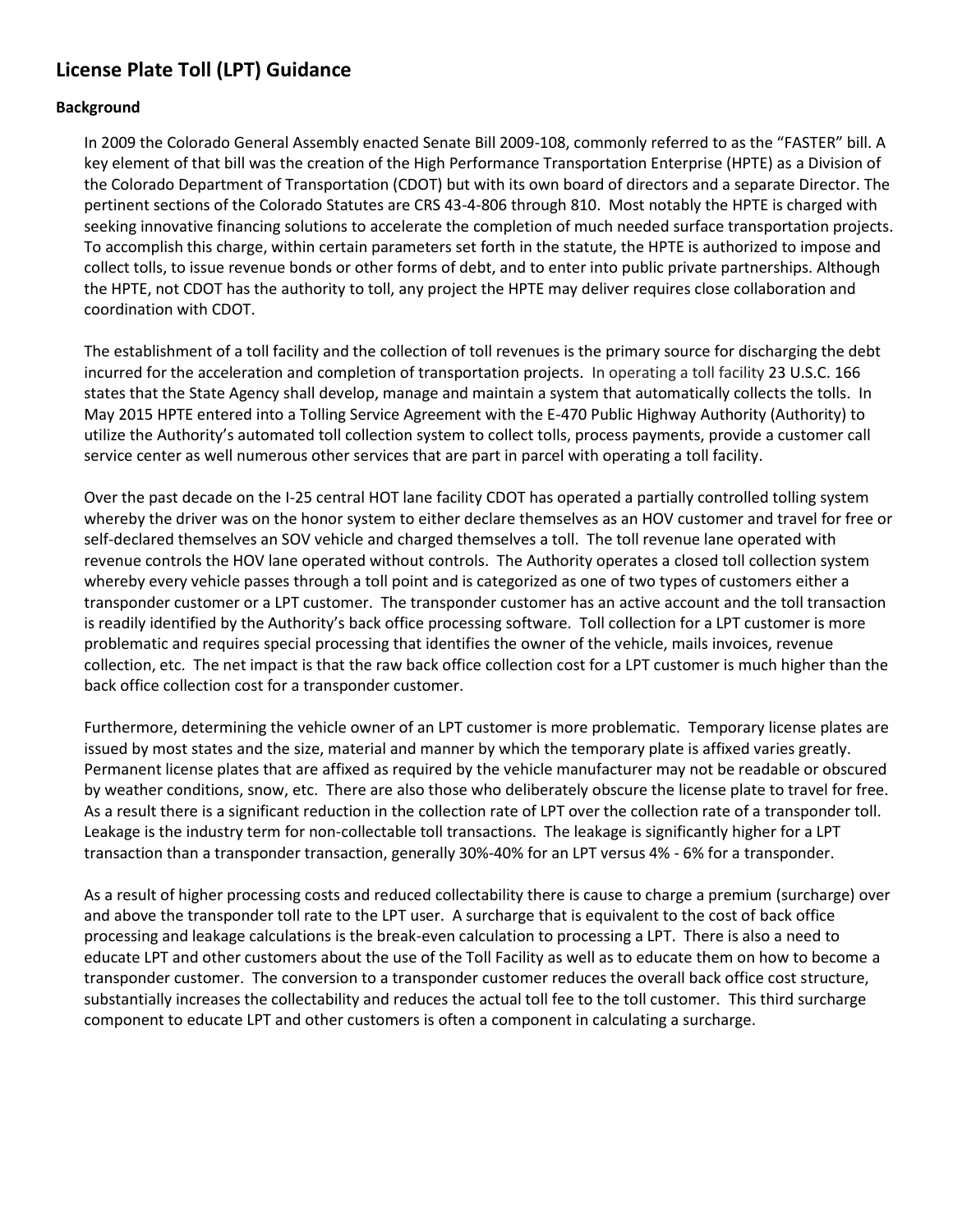# License Plate Toll (LPT) Guidance

## Background

In 2009 the Colorado General Assembly enacted Senate Bill 2009-108, commonly referred to as the "FASTER" bill. A key element of that bill was the creation of the High Performance Transportation Enterprise (HPTE) as a Division of the Colorado Department of Transportation (CDOT) but with its own board of directors and a separate Director. The pertinent sections of the Colorado Statutes are CRS 43-4-806 through 810. Most notably the HPTE is charged with seeking innovative financing solutions to accelerate the completion of much needed surface transportation projects. To accomplish this charge, within certain parameters set forth in the statute, the HPTE is authorized to impose and collect tolls, to issue revenue bonds or other forms of debt, and to enter into public private partnerships. Although the HPTE, not CDOT has the authority to toll, any project the HPTE may deliver requires close collaboration and coordination with CDOT.

The establishment of a toll facility and the collection of toll revenues is the primary source for discharging the debt incurred for the acceleration and completion of transportation projects. In operating a toll facility 23 U.S.C. 166 states that the State Agency shall develop, manage and maintain a system that automatically collects the tolls. In May 2015 HPTE entered into a Tolling Service Agreement with the E-470 Public Highway Authority (Authority) to utilize the Authority's automated toll collection system to collect tolls, process payments, provide a customer call service center as well numerous other services that are part in parcel with operating a toll facility.

Over the past decade on the I-25 central HOT lane facility CDOT has operated a partially controlled tolling system whereby the driver was on the honor system to either declare themselves as an HOV customer and travel for free or self-declared themselves an SOV vehicle and charged themselves a toll. The toll revenue lane operated with revenue controls the HOV lane operated without controls. The Authority operates a closed toll collection system whereby every vehicle passes through a toll point and is categorized as one of two types of customers either a transponder customer or a LPT customer. The transponder customer has an active account and the toll transaction is readily identified by the Authority's back office processing software. Toll collection for a LPT customer is more problematic and requires special processing that identifies the owner of the vehicle, mails invoices, revenue collection, etc. The net impact is that the raw back office collection cost for a LPT customer is much higher than the back office collection cost for a transponder customer.

Furthermore, determining the vehicle owner of an LPT customer is more problematic. Temporary license plates are issued by most states and the size, material and manner by which the temporary plate is affixed varies greatly. Permanent license plates that are affixed as required by the vehicle manufacturer may not be readable or obscured by weather conditions, snow, etc. There are also those who deliberately obscure the license plate to travel for free. As a result there is a significant reduction in the collection rate of LPT over the collection rate of a transponder toll. Leakage is the industry term for non-collectable toll transactions. The leakage is significantly higher for a LPT transaction than a transponder transaction, generally 30%-40% for an LPT versus 4% - 6% for a transponder.

As a result of higher processing costs and reduced collectability there is cause to charge a premium (surcharge) over and above the transponder toll rate to the LPT user. A surcharge that is equivalent to the cost of back office processing and leakage calculations is the break-even calculation to processing a LPT. There is also a need to educate LPT and other customers about the use of the Toll Facility as well as to educate them on how to become a transponder customer. The conversion to a transponder customer reduces the overall back office cost structure, substantially increases the collectability and reduces the actual toll fee to the toll customer. This third surcharge component to educate LPT and other customers is often a component in calculating a surcharge.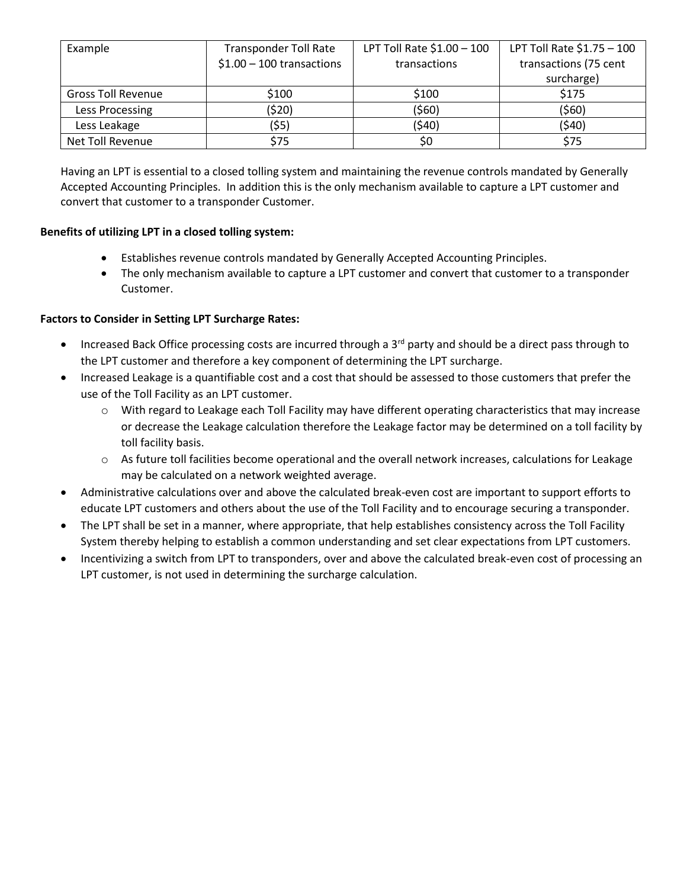| Example | Transponder Toll Rate $1.00 – 100 transactions | LPT Toll Rate $1.00 – 100 transactions | LPT Toll Rate $1.75 – 100 transactions (75 cent surcharge) |
| --- | --- | --- | --- |
| Gross Toll Revenue | $100 | $100 | $175 |
| Less Processing | ($20) | ($60) | ($60) |
| Less Leakage | ($5) | ($40) | ($40) |
| Net Toll Revenue | $75 | $0 | $75 |

Having an LPT is essential to a closed tolling system and maintaining the revenue controls mandated by Generally Accepted Accounting Principles. In addition this is the only mechanism available to capture a LPT customer and convert that customer to a transponder Customer.

**Benefits of utilizing LPT in a closed tolling system:**

- Establishes revenue controls mandated by Generally Accepted Accounting Principles.
- The only mechanism available to capture a LPT customer and convert that customer to a transponder Customer.

**Factors to Consider in Setting LPT Surcharge Rates:**

- Increased Back Office processing costs are incurred through a 3rd party and should be a direct pass through to the LPT customer and therefore a key component of determining the LPT surcharge.
- Increased Leakage is a quantifiable cost and a cost that should be assessed to those customers that prefer the use of the Toll Facility as an LPT customer.
  - With regard to Leakage each Toll Facility may have different operating characteristics that may increase or decrease the Leakage calculation therefore the Leakage factor may be determined on a toll facility by toll facility basis.
  - As future toll facilities become operational and the overall network increases, calculations for Leakage may be calculated on a network weighted average.
- Administrative calculations over and above the calculated break-even cost are important to support efforts to educate LPT customers and others about the use of the Toll Facility and to encourage securing a transponder.
- The LPT shall be set in a manner, where appropriate, that help establishes consistency across the Toll Facility System thereby helping to establish a common understanding and set clear expectations from LPT customers.
- Incentivizing a switch from LPT to transponders, over and above the calculated break-even cost of processing an LPT customer, is not used in determining the surcharge calculation.